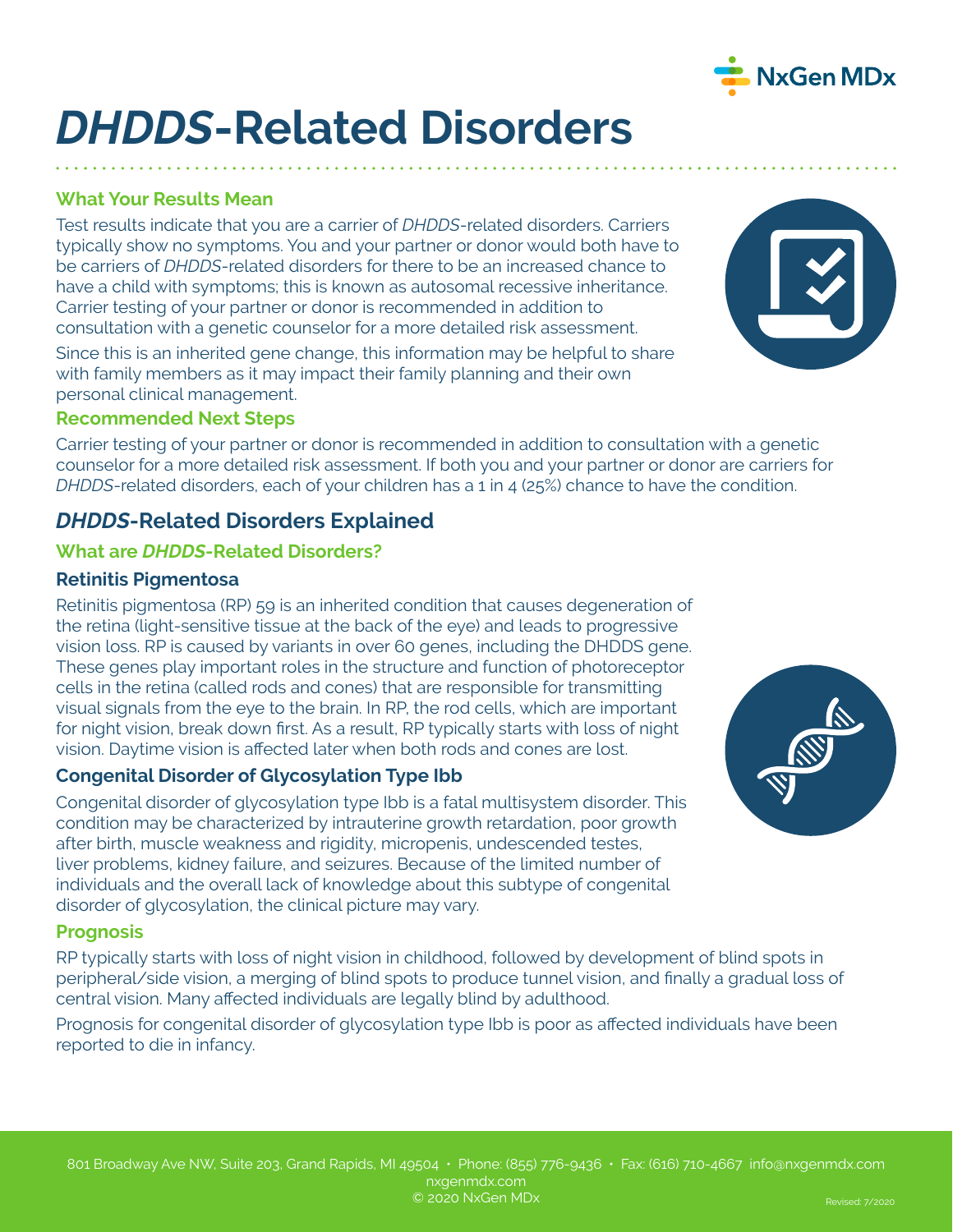# *DHDDS*-Related Disorders

### What Your Results Mean

Test results indicate that you are a carrier of *DHDDS*-related disorders. Carriers typically show no symptoms. You and your partner or donor would both have to be carriers of *DHDDS*-related disorders for there to be an increased chance to have a child with symptoms; this is known as autosomal recessive inheritance. Carrier testing of your partner or donor is recommended in addition to consultation with a genetic counselor for a more detailed risk assessment.

Since this is an inherited gene change, this information may be helpful to share with family members as it may impact their family planning and their own personal clinical management.

### Recommended Next Steps

Carrier testing of your partner or donor is recommended in addition to consultation with a genetic counselor for a more detailed risk assessment. If both you and your partner or donor are carriers for *DHDDS*-related disorders, each of your children has a 1 in 4 (25%) chance to have the condition.

## *DHDDS*-Related Disorders Explained

### What are *DHDDS*-Related Disorders?

#### Retinitis Pigmentosa

Retinitis pigmentosa (RP) 59 is an inherited condition that causes degeneration of the retina (light-sensitive tissue at the back of the eye) and leads to progressive vision loss. RP is caused by variants in over 60 genes, including the DHDDS gene. These genes play important roles in the structure and function of photoreceptor cells in the retina (called rods and cones) that are responsible for transmitting visual signals from the eye to the brain. In RP, the rod cells, which are important for night vision, break down first. As a result, RP typically starts with loss of night vision. Daytime vision is affected later when both rods and cones are lost.

#### Congenital Disorder of Glycosylation Type Ibb

Congenital disorder of glycosylation type Ibb is a fatal multisystem disorder. This condition may be characterized by intrauterine growth retardation, poor growth after birth, muscle weakness and rigidity, micropenis, undescended testes, liver problems, kidney failure, and seizures. Because of the limited number of individuals and the overall lack of knowledge about this subtype of congenital disorder of glycosylation, the clinical picture may vary.

### Prognosis

RP typically starts with loss of night vision in childhood, followed by development of blind spots in peripheral/side vision, a merging of blind spots to produce tunnel vision, and finally a gradual loss of central vision. Many affected individuals are legally blind by adulthood.

Prognosis for congenital disorder of glycosylation type Ibb is poor as affected individuals have been reported to die in infancy.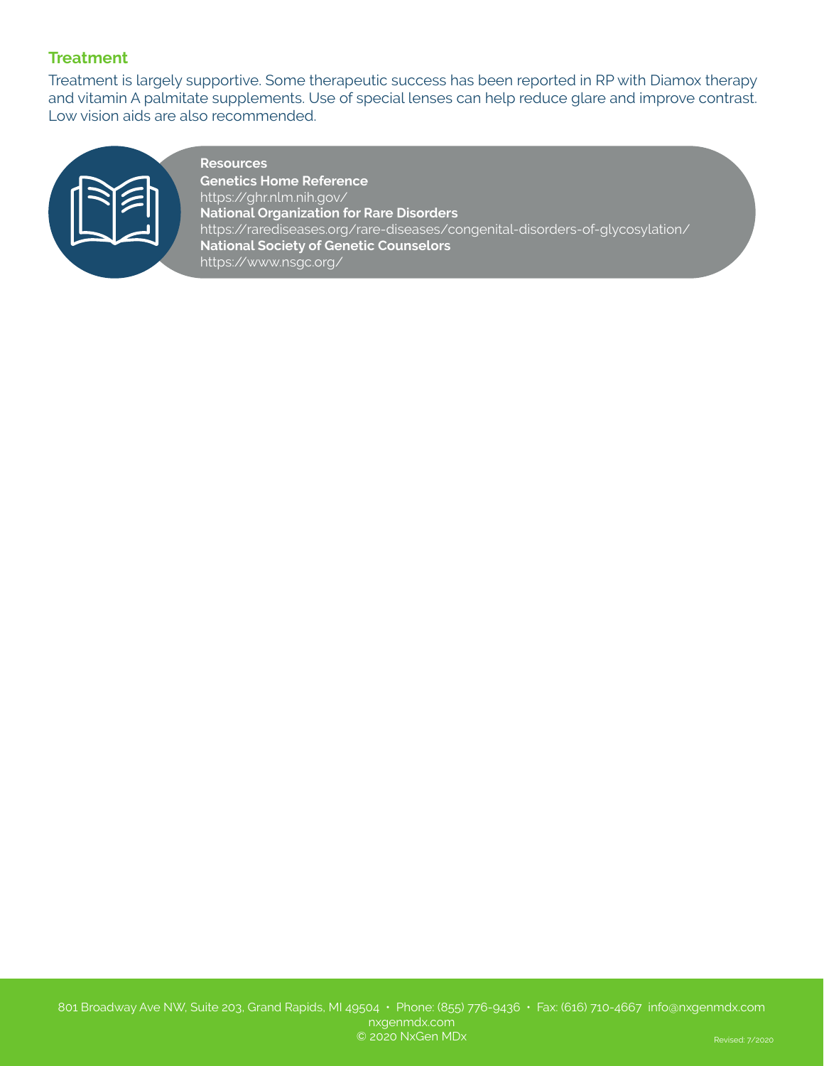## Treatment

Treatment is largely supportive. Some therapeutic success has been reported in RP with Diamox therapy and vitamin A palmitate supplements. Use of special lenses can help reduce glare and improve contrast. Low vision aids are also recommended.

**Resources**

**Genetics Home Reference**
https://ghr.nlm.nih.gov/

**National Organization for Rare Disorders**
https://rarediseases.org/rare-diseases/congenital-disorders-of-glycosylation/

**National Society of Genetic Counselors**
https://www.nsgc.org/

801 Broadway Ave NW, Suite 203, Grand Rapids, MI 49504 • Phone: (855) 776-9436 • Fax: (616) 710-4667 info@nxgenmdx.com
nxgenmdx.com
© 2020 NxGen MDx

Revised: 7/2020